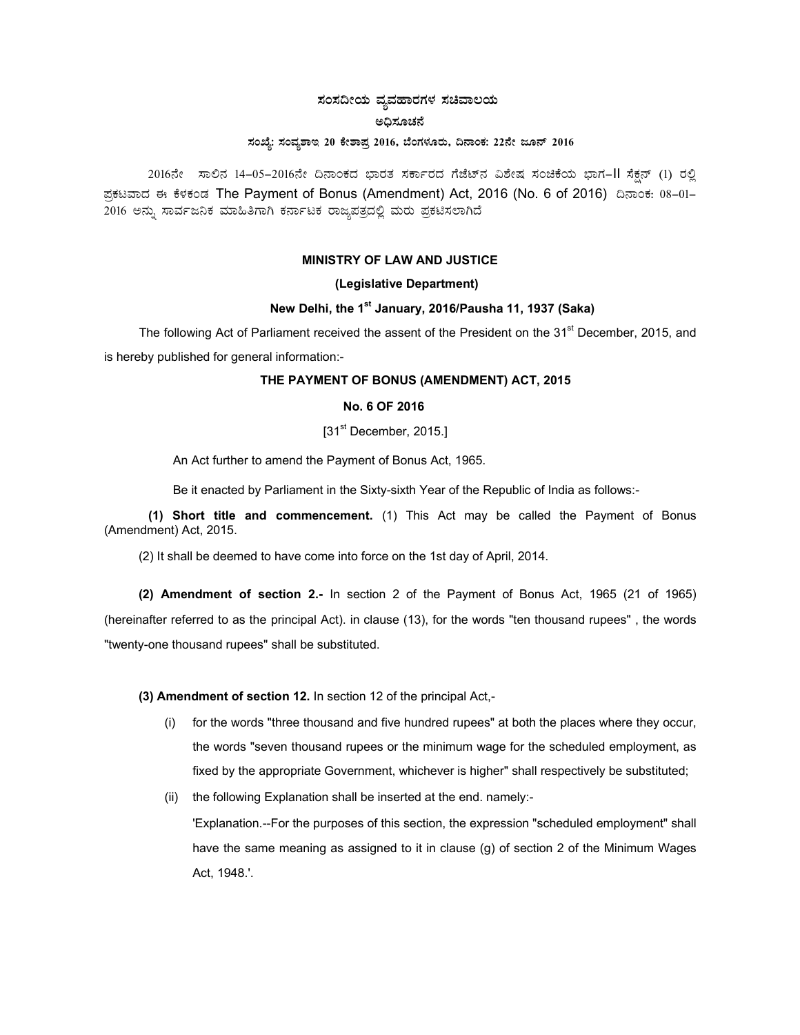# ಸಂಸದೀಯ ವ್ಯವಹಾರಗಳ ಸಚಿವಾಲಯ

## ಅಧಿಸೂಚನೆ

**ಸಂಖ್ಯೆ: ಸಂವ್ಯಶಾಇ 20 ಕೇಶಾಪ್ರ 2016, ಬೆಂಗಳೂರು, ದಿನಾಂಕ: 22ನೇ ಜೂನ್ 2016**

2016ನೇ ಸಾಲಿನ 14–05–2016ನೇ ದಿನಾಂಕದ ಭಾರತ ಸರ್ಕಾರದ ಗೆಜೆಟ್‌ನ ವಿಶೇಷ ಸಂಚಿಕೆಯ ಭಾಗ–II ಸೆಕ್ಷನ್ (1) ರಲ್ಲಿ ಪ್ರಕಟವಾದ ಈ ಕೆಳಕಂಡ The Payment of Bonus (Amendment) Act, 2016 (No. 6 of 2016) ದಿನಾಂಕ: 08–01–2016 ಅನ್ನು ಸಾರ್ವಜನಿಕ ಮಾಹಿತಿಗಾಗಿ ಕರ್ನಾಟಕ ರಾಜ್ಯಪತ್ರದಲ್ಲಿ ಮರು ಪ್ರಕಟಿಸಲಾಗಿದೆ

**MINISTRY OF LAW AND JUSTICE**

**(Legislative Department)**

**New Delhi, the 1st January, 2016/Pausha 11, 1937 (Saka)**

The following Act of Parliament received the assent of the President on the 31st December, 2015, and is hereby published for general information:-

**THE PAYMENT OF BONUS (AMENDMENT) ACT, 2015**

**No. 6 OF 2016**

[31st December, 2015.]

An Act further to amend the Payment of Bonus Act, 1965.

Be it enacted by Parliament in the Sixty-sixth Year of the Republic of India as follows:-

**(1) Short title and commencement.** (1) This Act may be called the Payment of Bonus (Amendment) Act, 2015.

(2) It shall be deemed to have come into force on the 1st day of April, 2014.

**(2) Amendment of section 2.-** In section 2 of the Payment of Bonus Act, 1965 (21 of 1965) (hereinafter referred to as the principal Act). in clause (13), for the words "ten thousand rupees" , the words "twenty-one thousand rupees" shall be substituted.

**(3) Amendment of section 12.** In section 12 of the principal Act,-

(i) for the words "three thousand and five hundred rupees" at both the places where they occur, the words "seven thousand rupees or the minimum wage for the scheduled employment, as fixed by the appropriate Government, whichever is higher" shall respectively be substituted;

(ii) the following Explanation shall be inserted at the end. namely:-

'Explanation.--For the purposes of this section, the expression "scheduled employment" shall have the same meaning as assigned to it in clause (g) of section 2 of the Minimum Wages Act, 1948.'.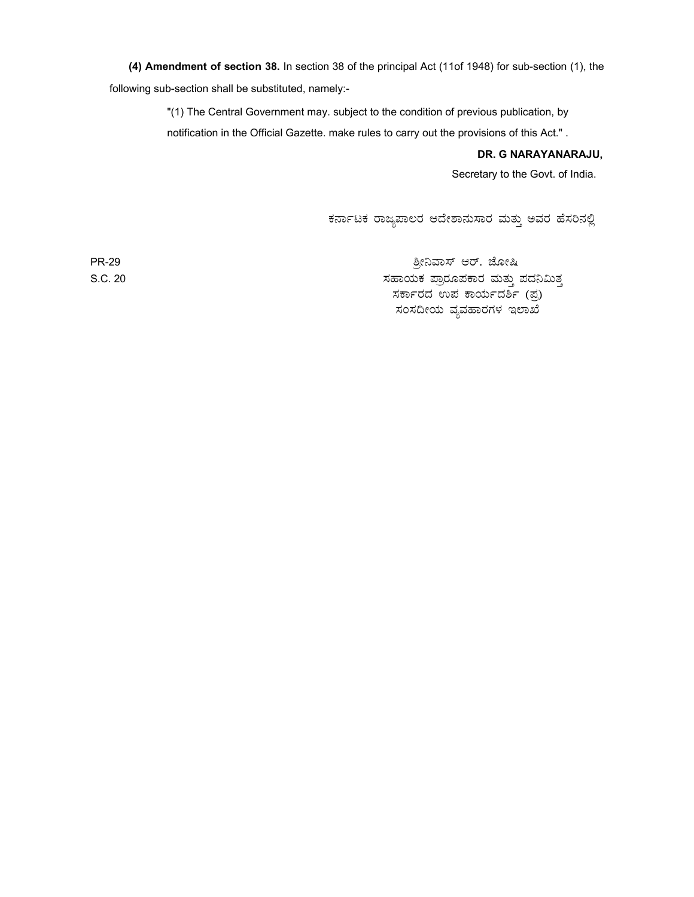**(4) Amendment of section 38.** In section 38 of the principal Act (11of 1948) for sub-section (1), the following sub-section shall be substituted, namely:-

"(1) The Central Government may. subject to the condition of previous publication, by notification in the Official Gazette. make rules to carry out the provisions of this Act." .

**DR. G NARAYANARAJU,**

Secretary to the Govt. of India.

ಕರ್ನಾಟಕ ರಾಜ್ಯಪಾಲರ ಆದೇಶಾನುಸಾರ ಮತ್ತು ಅವರ ಹೆಸರಿನಲ್ಲಿ

PR-29

S.C. 20

ಶ್ರೀನಿವಾಸ್ ಆರ್. ಜೋಷಿ

ಸಹಾಯಕ ಪ್ರಾರೂಪಕಾರ ಮತ್ತು ಪದನಿಮಿತ್ತ

ಸರ್ಕಾರದ ಉಪ ಕಾರ್ಯದರ್ಶಿ (ಪ್ರ)

ಸಂಸದೀಯ ವ್ಯವಹಾರಗಳ ಇಲಾಖೆ